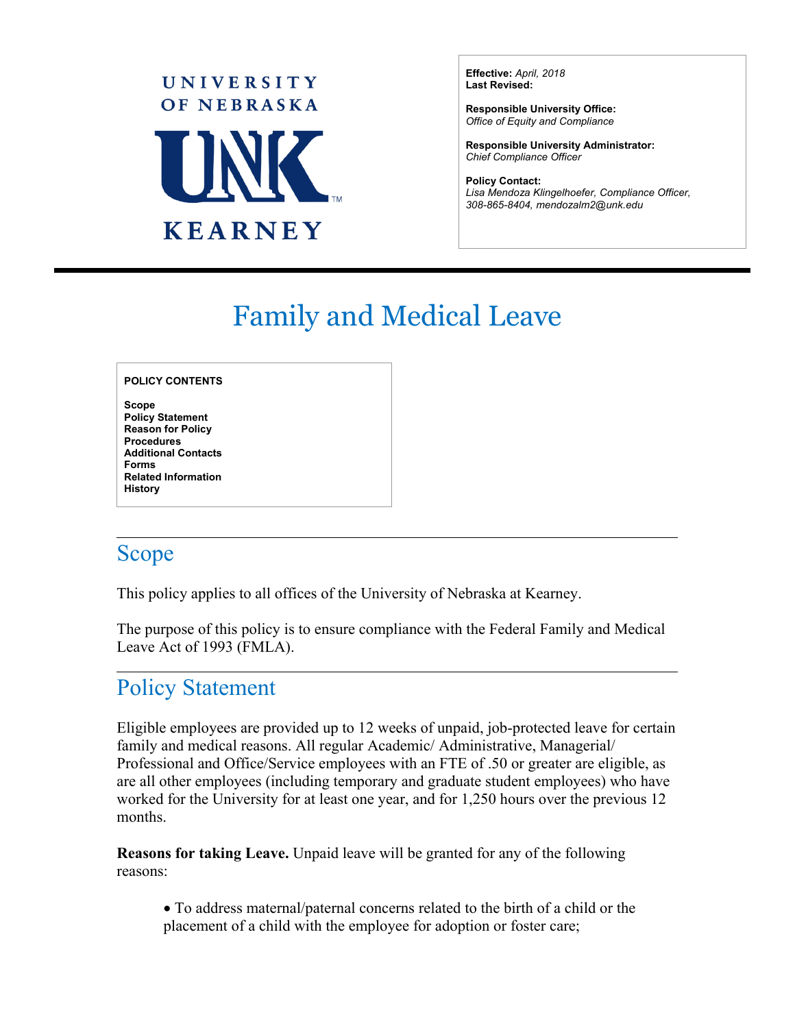UNIVERSITY OF NEBRASKA

UNK

KEARNEY

**Effective:** *April, 2018*
**Last Revised:**

**Responsible University Office:**
*Office of Equity and Compliance*

**Responsible University Administrator:**
*Chief Compliance Officer*

**Policy Contact:**
*Lisa Mendoza Klingelhoefer, Compliance Officer, 308-865-8404, mendozalm2@unk.edu*

# Family and Medical Leave

**POLICY CONTENTS**

**Scope**
**Policy Statement**
**Reason for Policy**
**Procedures**
**Additional Contacts**
**Forms**
**Related Information**
**History**

## Scope

This policy applies to all offices of the University of Nebraska at Kearney.

The purpose of this policy is to ensure compliance with the Federal Family and Medical Leave Act of 1993 (FMLA).

## Policy Statement

Eligible employees are provided up to 12 weeks of unpaid, job-protected leave for certain family and medical reasons. All regular Academic/ Administrative, Managerial/ Professional and Office/Service employees with an FTE of .50 or greater are eligible, as are all other employees (including temporary and graduate student employees) who have worked for the University for at least one year, and for 1,250 hours over the previous 12 months.

**Reasons for taking Leave.** Unpaid leave will be granted for any of the following reasons:

- To address maternal/paternal concerns related to the birth of a child or the placement of a child with the employee for adoption or foster care;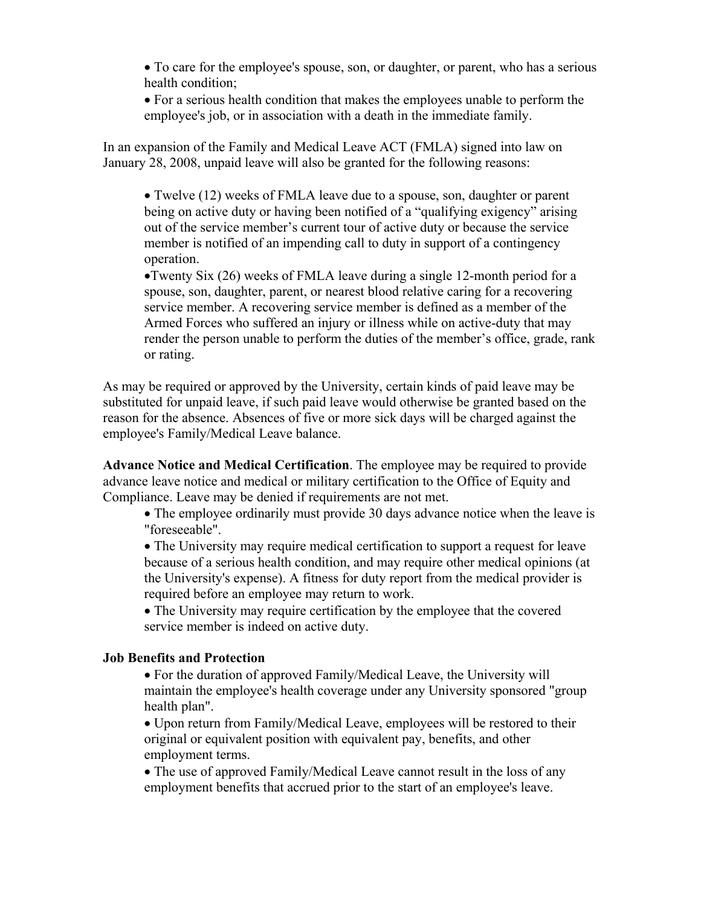- To care for the employee's spouse, son, or daughter, or parent, who has a serious health condition;
- For a serious health condition that makes the employees unable to perform the employee's job, or in association with a death in the immediate family.

In an expansion of the Family and Medical Leave ACT (FMLA) signed into law on January 28, 2008, unpaid leave will also be granted for the following reasons:

- Twelve (12) weeks of FMLA leave due to a spouse, son, daughter or parent being on active duty or having been notified of a "qualifying exigency" arising out of the service member's current tour of active duty or because the service member is notified of an impending call to duty in support of a contingency operation.
- Twenty Six (26) weeks of FMLA leave during a single 12-month period for a spouse, son, daughter, parent, or nearest blood relative caring for a recovering service member. A recovering service member is defined as a member of the Armed Forces who suffered an injury or illness while on active-duty that may render the person unable to perform the duties of the member's office, grade, rank or rating.

As may be required or approved by the University, certain kinds of paid leave may be substituted for unpaid leave, if such paid leave would otherwise be granted based on the reason for the absence. Absences of five or more sick days will be charged against the employee's Family/Medical Leave balance.

**Advance Notice and Medical Certification**. The employee may be required to provide advance leave notice and medical or military certification to the Office of Equity and Compliance. Leave may be denied if requirements are not met.

- The employee ordinarily must provide 30 days advance notice when the leave is "foreseeable".
- The University may require medical certification to support a request for leave because of a serious health condition, and may require other medical opinions (at the University's expense). A fitness for duty report from the medical provider is required before an employee may return to work.
- The University may require certification by the employee that the covered service member is indeed on active duty.

**Job Benefits and Protection**

- For the duration of approved Family/Medical Leave, the University will maintain the employee's health coverage under any University sponsored "group health plan".
- Upon return from Family/Medical Leave, employees will be restored to their original or equivalent position with equivalent pay, benefits, and other employment terms.
- The use of approved Family/Medical Leave cannot result in the loss of any employment benefits that accrued prior to the start of an employee's leave.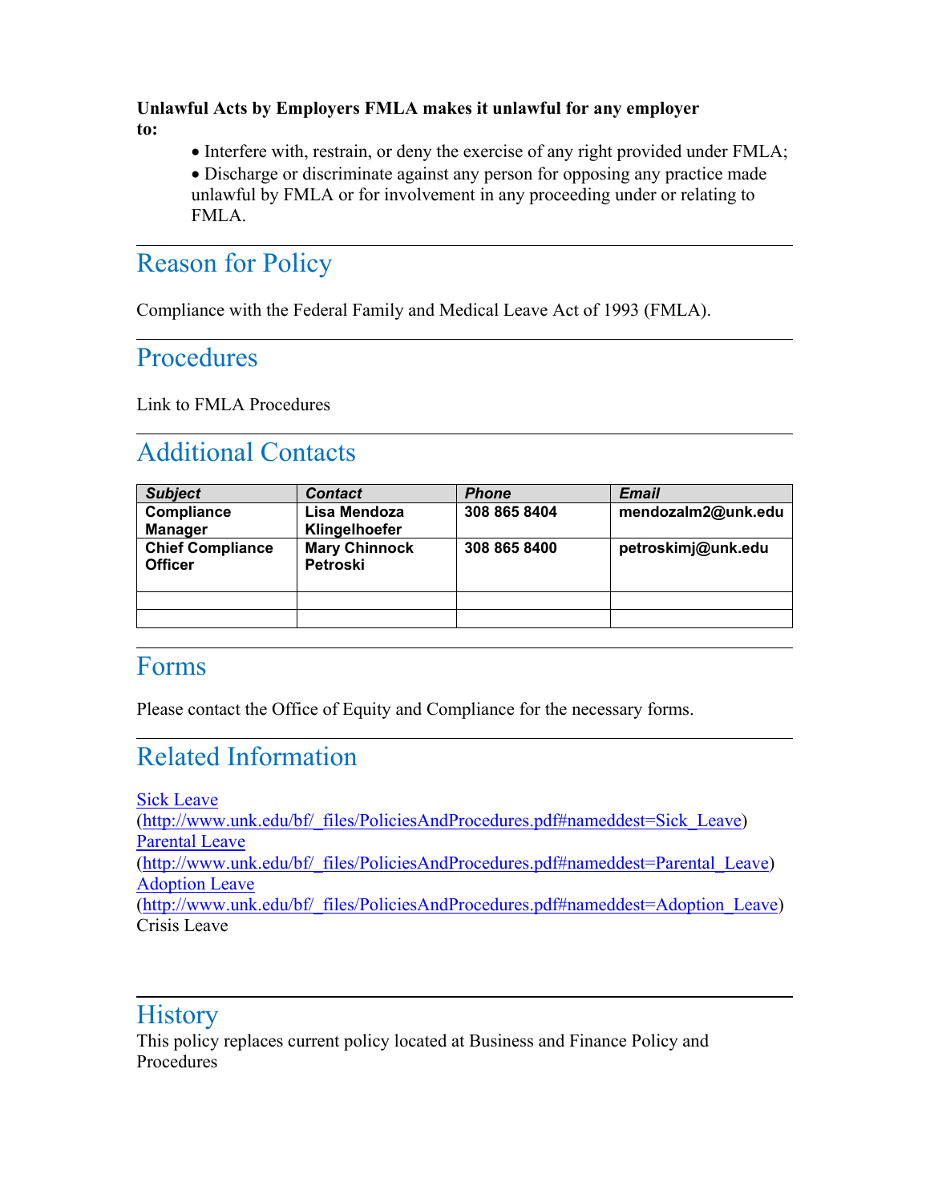**Unlawful Acts by Employers FMLA makes it unlawful for any employer to:**

- Interfere with, restrain, or deny the exercise of any right provided under FMLA;
- Discharge or discriminate against any person for opposing any practice made unlawful by FMLA or for involvement in any proceeding under or relating to FMLA.

## Reason for Policy

Compliance with the Federal Family and Medical Leave Act of 1993 (FMLA).

## Procedures

Link to FMLA Procedures

## Additional Contacts

| *Subject* | *Contact* | *Phone* | *Email* |
|---|---|---|---|
| **Compliance Manager** | **Lisa Mendoza Klingelhoefer** | **308 865 8404** | **mendozalm2@unk.edu** |
| **Chief Compliance Officer** | **Mary Chinnock Petroski** | **308 865 8400** | **petroskimj@unk.edu** |
| | | | |
| | | | |

## Forms

Please contact the Office of Equity and Compliance for the necessary forms.

## Related Information

[Sick Leave](http://www.unk.edu/bf/_files/PoliciesAndProcedures.pdf#nameddest=Sick_Leave)
(http://www.unk.edu/bf/_files/PoliciesAndProcedures.pdf#nameddest=Sick_Leave)
[Parental Leave](http://www.unk.edu/bf/_files/PoliciesAndProcedures.pdf#nameddest=Parental_Leave)
(http://www.unk.edu/bf/_files/PoliciesAndProcedures.pdf#nameddest=Parental_Leave)
[Adoption Leave](http://www.unk.edu/bf/_files/PoliciesAndProcedures.pdf#nameddest=Adoption_Leave)
(http://www.unk.edu/bf/_files/PoliciesAndProcedures.pdf#nameddest=Adoption_Leave)
Crisis Leave

## History

This policy replaces current policy located at Business and Finance Policy and Procedures